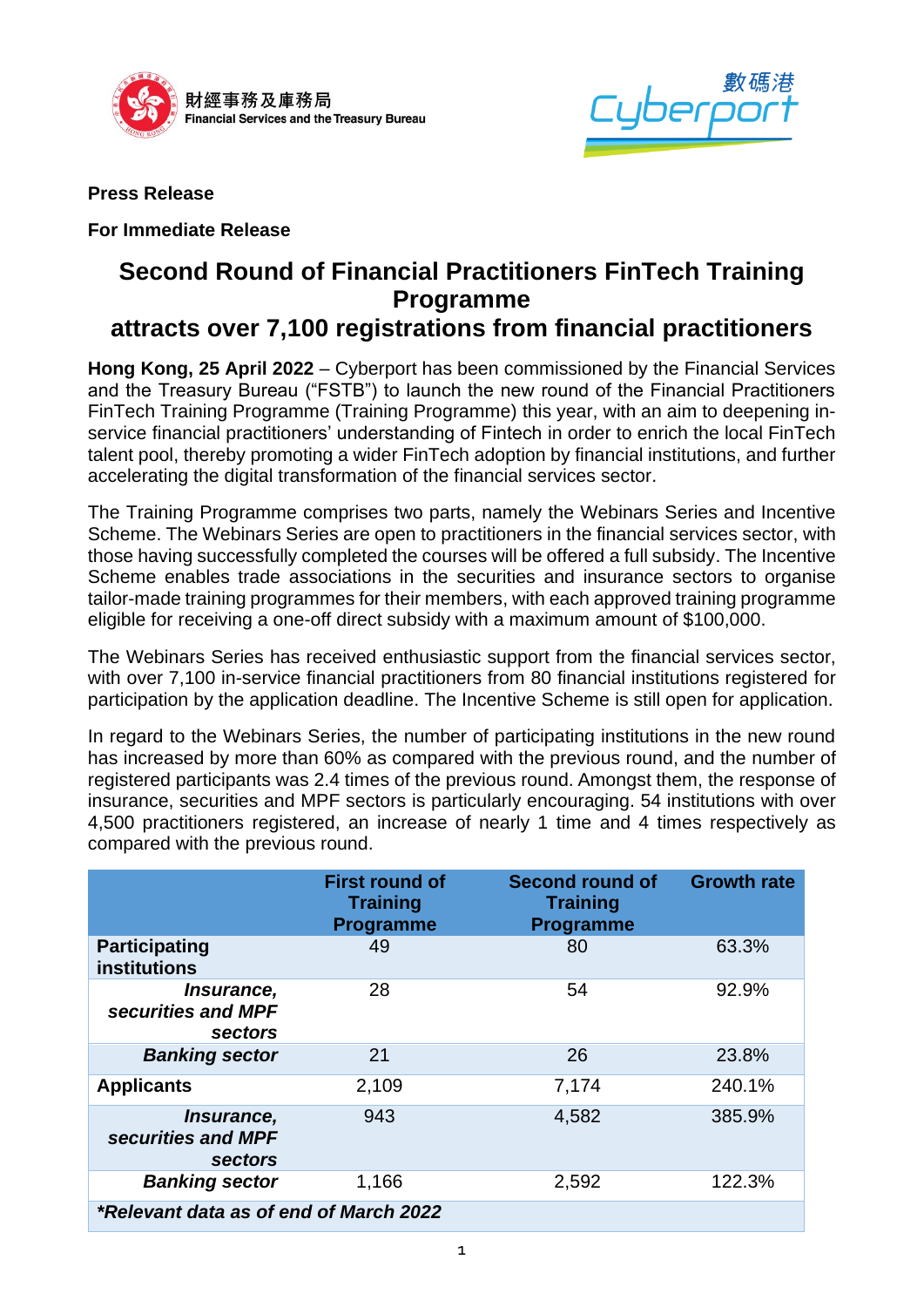財經事務及庫務局
Financial Services and the Treasury Bureau

數碼港
Cyberport

**Press Release**

**For Immediate Release**

# Second Round of Financial Practitioners FinTech Training Programme attracts over 7,100 registrations from financial practitioners

**Hong Kong, 25 April 2022** – Cyberport has been commissioned by the Financial Services and the Treasury Bureau ("FSTB") to launch the new round of the Financial Practitioners FinTech Training Programme (Training Programme) this year, with an aim to deepening in-service financial practitioners' understanding of Fintech in order to enrich the local FinTech talent pool, thereby promoting a wider FinTech adoption by financial institutions, and further accelerating the digital transformation of the financial services sector.

The Training Programme comprises two parts, namely the Webinars Series and Incentive Scheme. The Webinars Series are open to practitioners in the financial services sector, with those having successfully completed the courses will be offered a full subsidy. The Incentive Scheme enables trade associations in the securities and insurance sectors to organise tailor-made training programmes for their members, with each approved training programme eligible for receiving a one-off direct subsidy with a maximum amount of $100,000.

The Webinars Series has received enthusiastic support from the financial services sector, with over 7,100 in-service financial practitioners from 80 financial institutions registered for participation by the application deadline. The Incentive Scheme is still open for application.

In regard to the Webinars Series, the number of participating institutions in the new round has increased by more than 60% as compared with the previous round, and the number of registered participants was 2.4 times of the previous round. Amongst them, the response of insurance, securities and MPF sectors is particularly encouraging. 54 institutions with over 4,500 practitioners registered, an increase of nearly 1 time and 4 times respectively as compared with the previous round.

| | First round of Training Programme | Second round of Training Programme | Growth rate |
|---|---|---|---|
| **Participating institutions** | 49 | 80 | 63.3% |
| ***Insurance, securities and MPF sectors*** | 28 | 54 | 92.9% |
| ***Banking sector*** | 21 | 26 | 23.8% |
| **Applicants** | 2,109 | 7,174 | 240.1% |
| ***Insurance, securities and MPF sectors*** | 943 | 4,582 | 385.9% |
| ***Banking sector*** | 1,166 | 2,592 | 122.3% |
| ***Relevant data as of end of March 2022** | | | |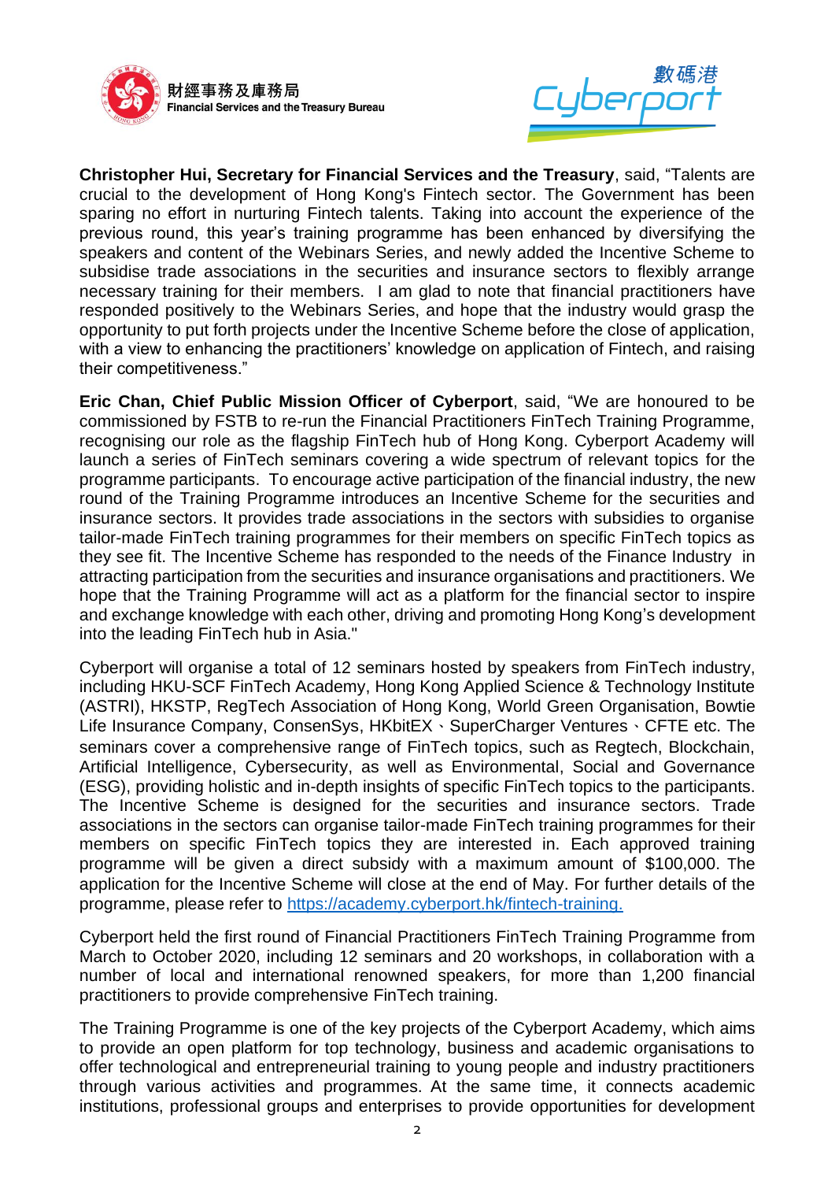**Christopher Hui, Secretary for Financial Services and the Treasury**, said, "Talents are crucial to the development of Hong Kong's Fintech sector. The Government has been sparing no effort in nurturing Fintech talents. Taking into account the experience of the previous round, this year's training programme has been enhanced by diversifying the speakers and content of the Webinars Series, and newly added the Incentive Scheme to subsidise trade associations in the securities and insurance sectors to flexibly arrange necessary training for their members. I am glad to note that financial practitioners have responded positively to the Webinars Series, and hope that the industry would grasp the opportunity to put forth projects under the Incentive Scheme before the close of application, with a view to enhancing the practitioners' knowledge on application of Fintech, and raising their competitiveness."

**Eric Chan, Chief Public Mission Officer of Cyberport**, said, "We are honoured to be commissioned by FSTB to re-run the Financial Practitioners FinTech Training Programme, recognising our role as the flagship FinTech hub of Hong Kong. Cyberport Academy will launch a series of FinTech seminars covering a wide spectrum of relevant topics for the programme participants. To encourage active participation of the financial industry, the new round of the Training Programme introduces an Incentive Scheme for the securities and insurance sectors. It provides trade associations in the sectors with subsidies to organise tailor-made FinTech training programmes for their members on specific FinTech topics as they see fit. The Incentive Scheme has responded to the needs of the Finance Industry in attracting participation from the securities and insurance organisations and practitioners. We hope that the Training Programme will act as a platform for the financial sector to inspire and exchange knowledge with each other, driving and promoting Hong Kong's development into the leading FinTech hub in Asia."

Cyberport will organise a total of 12 seminars hosted by speakers from FinTech industry, including HKU-SCF FinTech Academy, Hong Kong Applied Science & Technology Institute (ASTRI), HKSTP, RegTech Association of Hong Kong, World Green Organisation, Bowtie Life Insurance Company, ConsenSys, HKbitEX、SuperCharger Ventures、CFTE etc. The seminars cover a comprehensive range of FinTech topics, such as Regtech, Blockchain, Artificial Intelligence, Cybersecurity, as well as Environmental, Social and Governance (ESG), providing holistic and in-depth insights of specific FinTech topics to the participants. The Incentive Scheme is designed for the securities and insurance sectors. Trade associations in the sectors can organise tailor-made FinTech training programmes for their members on specific FinTech topics they are interested in. Each approved training programme will be given a direct subsidy with a maximum amount of $100,000. The application for the Incentive Scheme will close at the end of May. For further details of the programme, please refer to https://academy.cyberport.hk/fintech-training.

Cyberport held the first round of Financial Practitioners FinTech Training Programme from March to October 2020, including 12 seminars and 20 workshops, in collaboration with a number of local and international renowned speakers, for more than 1,200 financial practitioners to provide comprehensive FinTech training.

The Training Programme is one of the key projects of the Cyberport Academy, which aims to provide an open platform for top technology, business and academic organisations to offer technological and entrepreneurial training to young people and industry practitioners through various activities and programmes. At the same time, it connects academic institutions, professional groups and enterprises to provide opportunities for development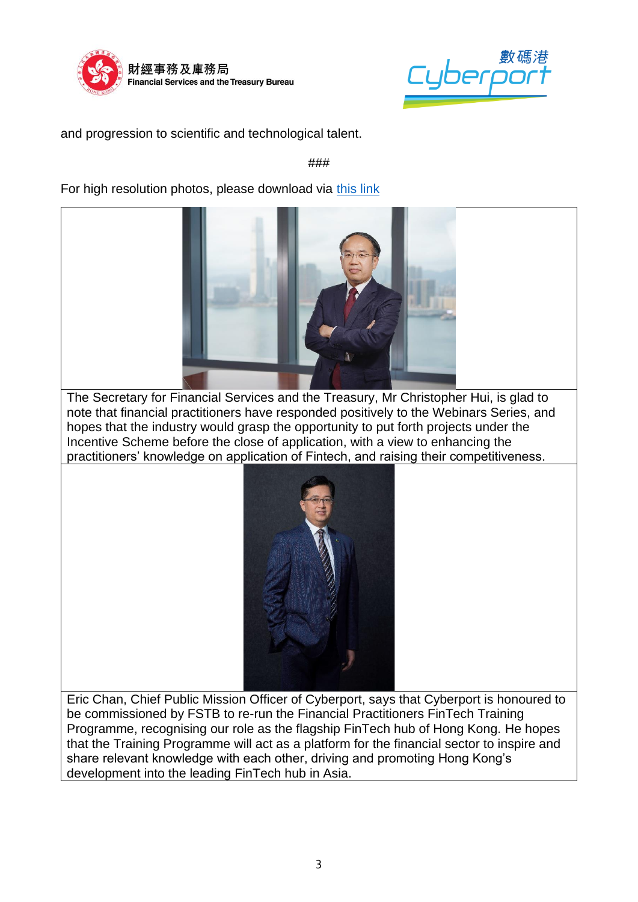and progression to scientific and technological talent.

###

For high resolution photos, please download via this link

The Secretary for Financial Services and the Treasury, Mr Christopher Hui, is glad to note that financial practitioners have responded positively to the Webinars Series, and hopes that the industry would grasp the opportunity to put forth projects under the Incentive Scheme before the close of application, with a view to enhancing the practitioners' knowledge on application of Fintech, and raising their competitiveness.

Eric Chan, Chief Public Mission Officer of Cyberport, says that Cyberport is honoured to be commissioned by FSTB to re-run the Financial Practitioners FinTech Training Programme, recognising our role as the flagship FinTech hub of Hong Kong. He hopes that the Training Programme will act as a platform for the financial sector to inspire and share relevant knowledge with each other, driving and promoting Hong Kong's development into the leading FinTech hub in Asia.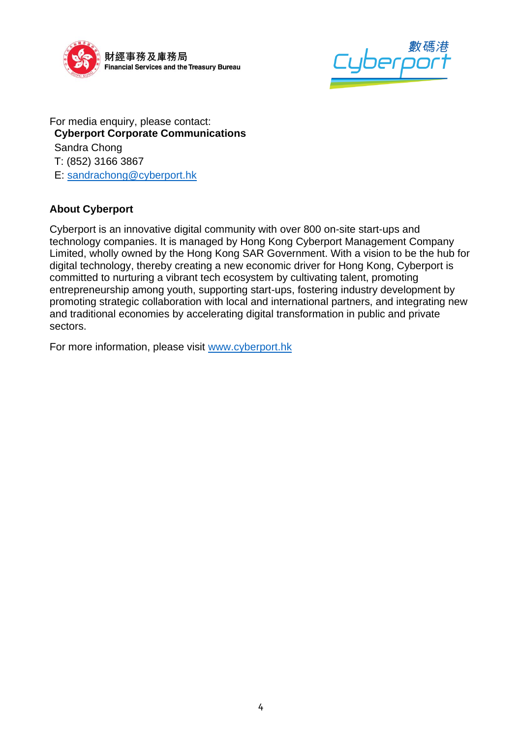財經事務及庫務局
Financial Services and the Treasury Bureau

數碼港
Cyberport

For media enquiry, please contact:
**Cyberport Corporate Communications**
Sandra Chong
T: (852) 3166 3867
E: sandrachong@cyberport.hk

**About Cyberport**

Cyberport is an innovative digital community with over 800 on-site start-ups and technology companies. It is managed by Hong Kong Cyberport Management Company Limited, wholly owned by the Hong Kong SAR Government. With a vision to be the hub for digital technology, thereby creating a new economic driver for Hong Kong, Cyberport is committed to nurturing a vibrant tech ecosystem by cultivating talent, promoting entrepreneurship among youth, supporting start-ups, fostering industry development by promoting strategic collaboration with local and international partners, and integrating new and traditional economies by accelerating digital transformation in public and private sectors.

For more information, please visit www.cyberport.hk